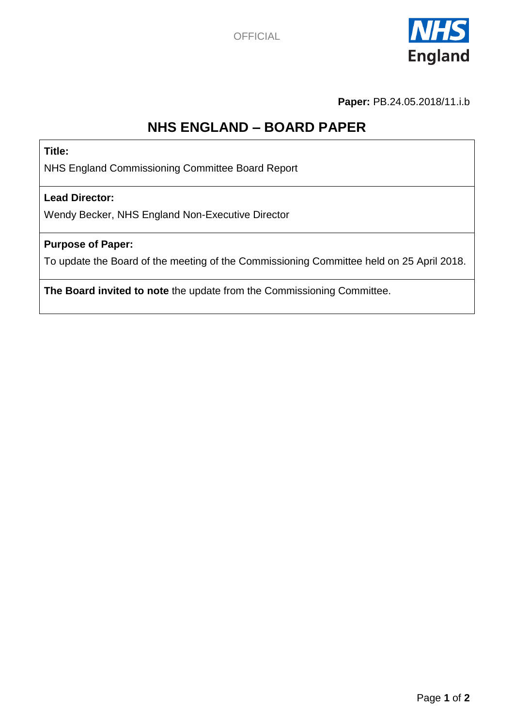OFFICIAL

**Paper:** PB.24.05.2018/11.i.b

# NHS ENGLAND – BOARD PAPER

**Title:**

NHS England Commissioning Committee Board Report

**Lead Director:**

Wendy Becker, NHS England Non-Executive Director

**Purpose of Paper:**

To update the Board of the meeting of the Commissioning Committee held on 25 April 2018.

**The Board invited to note** the update from the Commissioning Committee.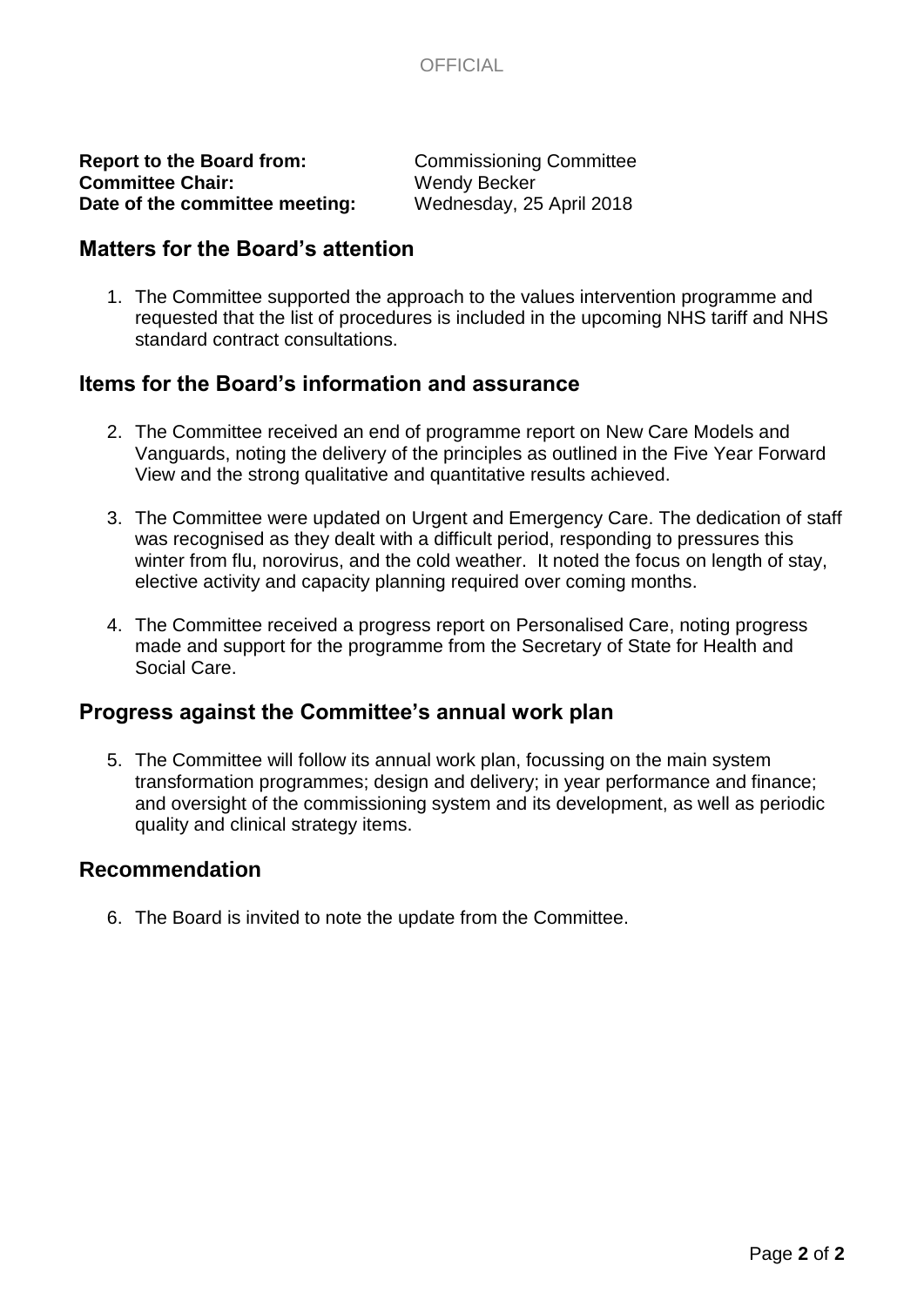**Report to the Board from:** Commissioning Committee
**Committee Chair:** Wendy Becker
**Date of the committee meeting:** Wednesday, 25 April 2018

## Matters for the Board's attention

1. The Committee supported the approach to the values intervention programme and requested that the list of procedures is included in the upcoming NHS tariff and NHS standard contract consultations.

## Items for the Board's information and assurance

2. The Committee received an end of programme report on New Care Models and Vanguards, noting the delivery of the principles as outlined in the Five Year Forward View and the strong qualitative and quantitative results achieved.

3. The Committee were updated on Urgent and Emergency Care. The dedication of staff was recognised as they dealt with a difficult period, responding to pressures this winter from flu, norovirus, and the cold weather. It noted the focus on length of stay, elective activity and capacity planning required over coming months.

4. The Committee received a progress report on Personalised Care, noting progress made and support for the programme from the Secretary of State for Health and Social Care.

## Progress against the Committee's annual work plan

5. The Committee will follow its annual work plan, focussing on the main system transformation programmes; design and delivery; in year performance and finance; and oversight of the commissioning system and its development, as well as periodic quality and clinical strategy items.

## Recommendation

6. The Board is invited to note the update from the Committee.